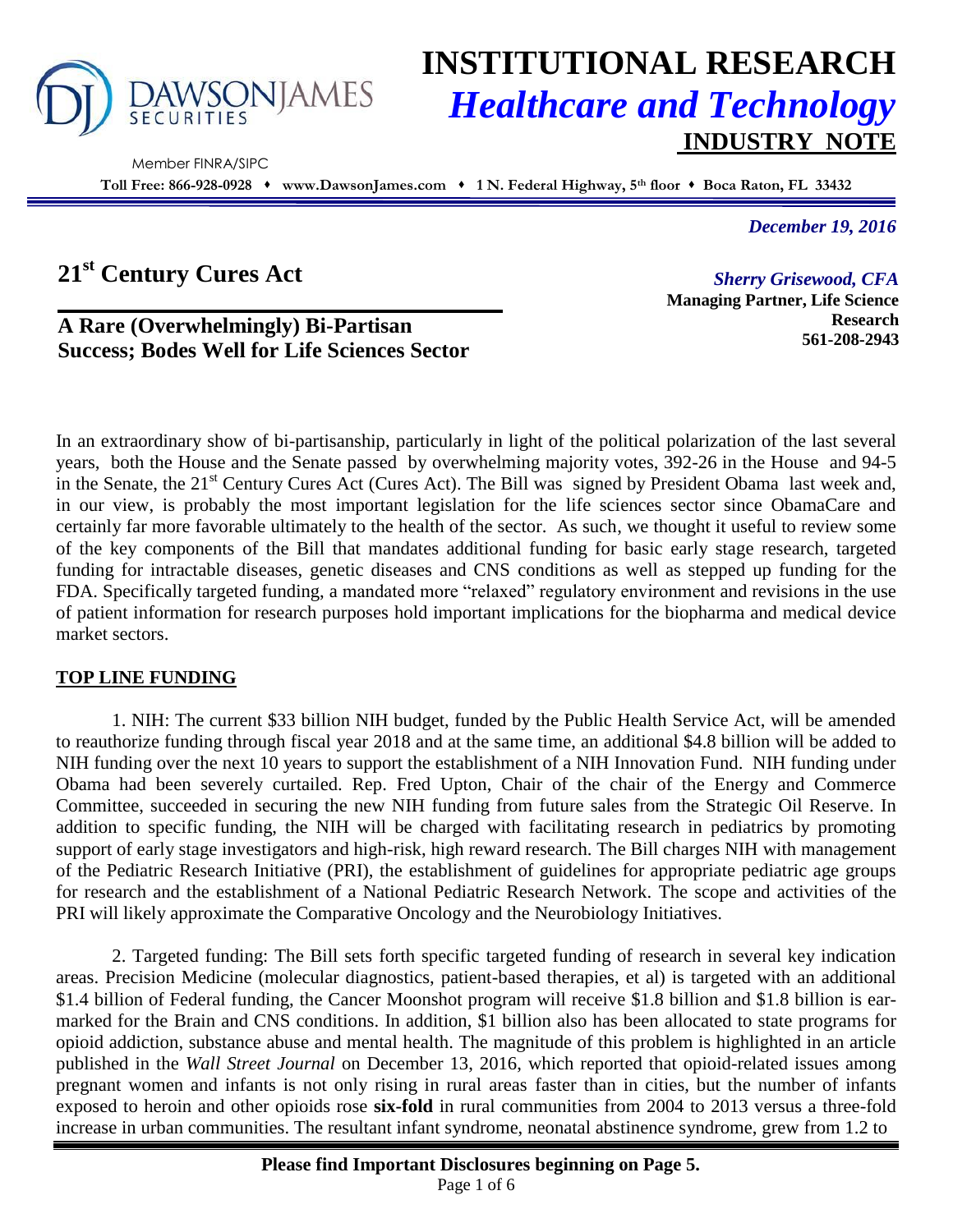# INSTITUTIONAL RESEARCH
## *Healthcare and Technology*
### INDUSTRY NOTE

DAWSON JAMES SECURITIES

Member FINRA/SIPC

**Toll Free: 866-928-0928 • www.DawsonJames.com • 1 N. Federal Highway, 5th floor • Boca Raton, FL 33432**

*December 19, 2016*

## 21st Century Cures Act

### A Rare (Overwhelmingly) Bi-Partisan Success; Bodes Well for Life Sciences Sector

*Sherry Grisewood, CFA*
**Managing Partner, Life Science Research**
**561-208-2943**

In an extraordinary show of bi-partisanship, particularly in light of the political polarization of the last several years, both the House and the Senate passed by overwhelming majority votes, 392-26 in the House and 94-5 in the Senate, the 21st Century Cures Act (Cures Act). The Bill was signed by President Obama last week and, in our view, is probably the most important legislation for the life sciences sector since ObamaCare and certainly far more favorable ultimately to the health of the sector. As such, we thought it useful to review some of the key components of the Bill that mandates additional funding for basic early stage research, targeted funding for intractable diseases, genetic diseases and CNS conditions as well as stepped up funding for the FDA. Specifically targeted funding, a mandated more "relaxed" regulatory environment and revisions in the use of patient information for research purposes hold important implications for the biopharma and medical device market sectors.

**TOP LINE FUNDING**

1. NIH: The current $33 billion NIH budget, funded by the Public Health Service Act, will be amended to reauthorize funding through fiscal year 2018 and at the same time, an additional $4.8 billion will be added to NIH funding over the next 10 years to support the establishment of a NIH Innovation Fund. NIH funding under Obama had been severely curtailed. Rep. Fred Upton, Chair of the chair of the Energy and Commerce Committee, succeeded in securing the new NIH funding from future sales from the Strategic Oil Reserve. In addition to specific funding, the NIH will be charged with facilitating research in pediatrics by promoting support of early stage investigators and high-risk, high reward research. The Bill charges NIH with management of the Pediatric Research Initiative (PRI), the establishment of guidelines for appropriate pediatric age groups for research and the establishment of a National Pediatric Research Network. The scope and activities of the PRI will likely approximate the Comparative Oncology and the Neurobiology Initiatives.

2. Targeted funding: The Bill sets forth specific targeted funding of research in several key indication areas. Precision Medicine (molecular diagnostics, patient-based therapies, et al) is targeted with an additional $1.4 billion of Federal funding, the Cancer Moonshot program will receive $1.8 billion and $1.8 billion is ear-marked for the Brain and CNS conditions. In addition, $1 billion also has been allocated to state programs for opioid addiction, substance abuse and mental health. The magnitude of this problem is highlighted in an article published in the *Wall Street Journal* on December 13, 2016, which reported that opioid-related issues among pregnant women and infants is not only rising in rural areas faster than in cities, but the number of infants exposed to heroin and other opioids rose **six-fold** in rural communities from 2004 to 2013 versus a three-fold increase in urban communities. The resultant infant syndrome, neonatal abstinence syndrome, grew from 1.2 to

**Please find Important Disclosures beginning on Page 5.**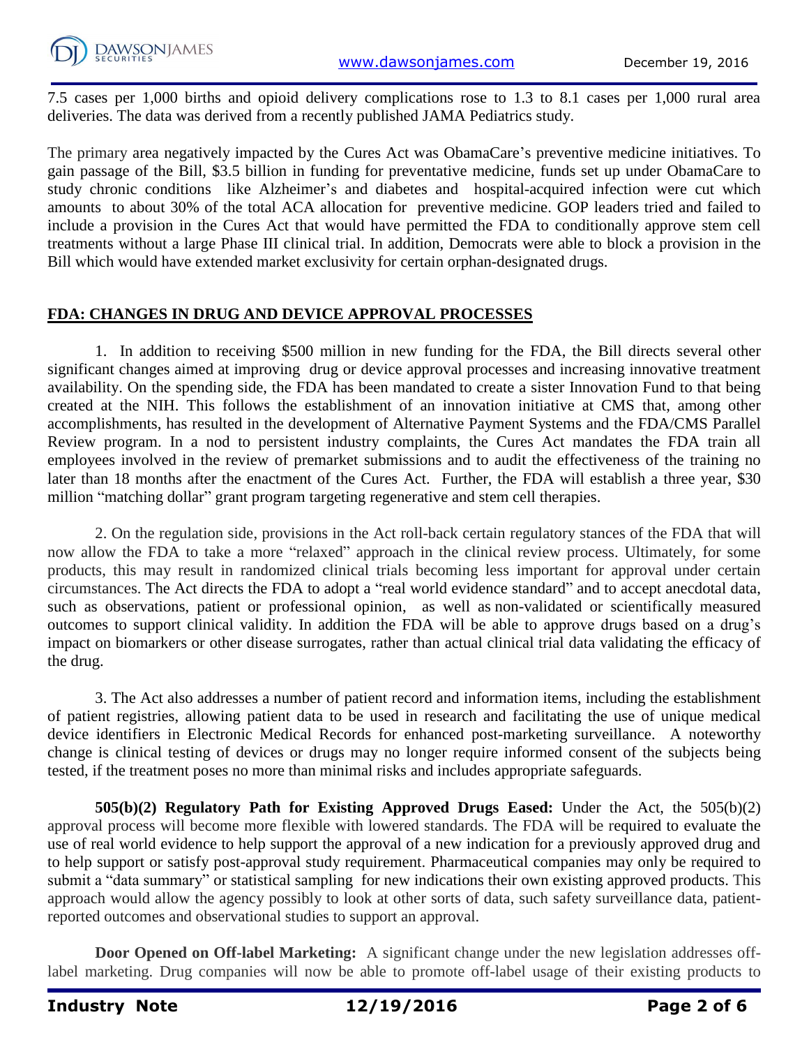7.5 cases per 1,000 births and opioid delivery complications rose to 1.3 to 8.1 cases per 1,000 rural area deliveries. The data was derived from a recently published JAMA Pediatrics study.

The primary area negatively impacted by the Cures Act was ObamaCare's preventive medicine initiatives. To gain passage of the Bill, $3.5 billion in funding for preventative medicine, funds set up under ObamaCare to study chronic conditions like Alzheimer's and diabetes and hospital-acquired infection were cut which amounts to about 30% of the total ACA allocation for preventive medicine. GOP leaders tried and failed to include a provision in the Cures Act that would have permitted the FDA to conditionally approve stem cell treatments without a large Phase III clinical trial. In addition, Democrats were able to block a provision in the Bill which would have extended market exclusivity for certain orphan-designated drugs.

## FDA: CHANGES IN DRUG AND DEVICE APPROVAL PROCESSES

1. In addition to receiving $500 million in new funding for the FDA, the Bill directs several other significant changes aimed at improving drug or device approval processes and increasing innovative treatment availability. On the spending side, the FDA has been mandated to create a sister Innovation Fund to that being created at the NIH. This follows the establishment of an innovation initiative at CMS that, among other accomplishments, has resulted in the development of Alternative Payment Systems and the FDA/CMS Parallel Review program. In a nod to persistent industry complaints, the Cures Act mandates the FDA train all employees involved in the review of premarket submissions and to audit the effectiveness of the training no later than 18 months after the enactment of the Cures Act. Further, the FDA will establish a three year, $30 million "matching dollar" grant program targeting regenerative and stem cell therapies.

2. On the regulation side, provisions in the Act roll-back certain regulatory stances of the FDA that will now allow the FDA to take a more "relaxed" approach in the clinical review process. Ultimately, for some products, this may result in randomized clinical trials becoming less important for approval under certain circumstances. The Act directs the FDA to adopt a "real world evidence standard" and to accept anecdotal data, such as observations, patient or professional opinion, as well as non-validated or scientifically measured outcomes to support clinical validity. In addition the FDA will be able to approve drugs based on a drug's impact on biomarkers or other disease surrogates, rather than actual clinical trial data validating the efficacy of the drug.

3. The Act also addresses a number of patient record and information items, including the establishment of patient registries, allowing patient data to be used in research and facilitating the use of unique medical device identifiers in Electronic Medical Records for enhanced post-marketing surveillance. A noteworthy change is clinical testing of devices or drugs may no longer require informed consent of the subjects being tested, if the treatment poses no more than minimal risks and includes appropriate safeguards.

**505(b)(2) Regulatory Path for Existing Approved Drugs Eased:** Under the Act, the 505(b)(2) approval process will become more flexible with lowered standards. The FDA will be required to evaluate the use of real world evidence to help support the approval of a new indication for a previously approved drug and to help support or satisfy post-approval study requirement. Pharmaceutical companies may only be required to submit a "data summary" or statistical sampling for new indications their own existing approved products. This approach would allow the agency possibly to look at other sorts of data, such safety surveillance data, patient-reported outcomes and observational studies to support an approval.

**Door Opened on Off-label Marketing:** A significant change under the new legislation addresses off-label marketing. Drug companies will now be able to promote off-label usage of their existing products to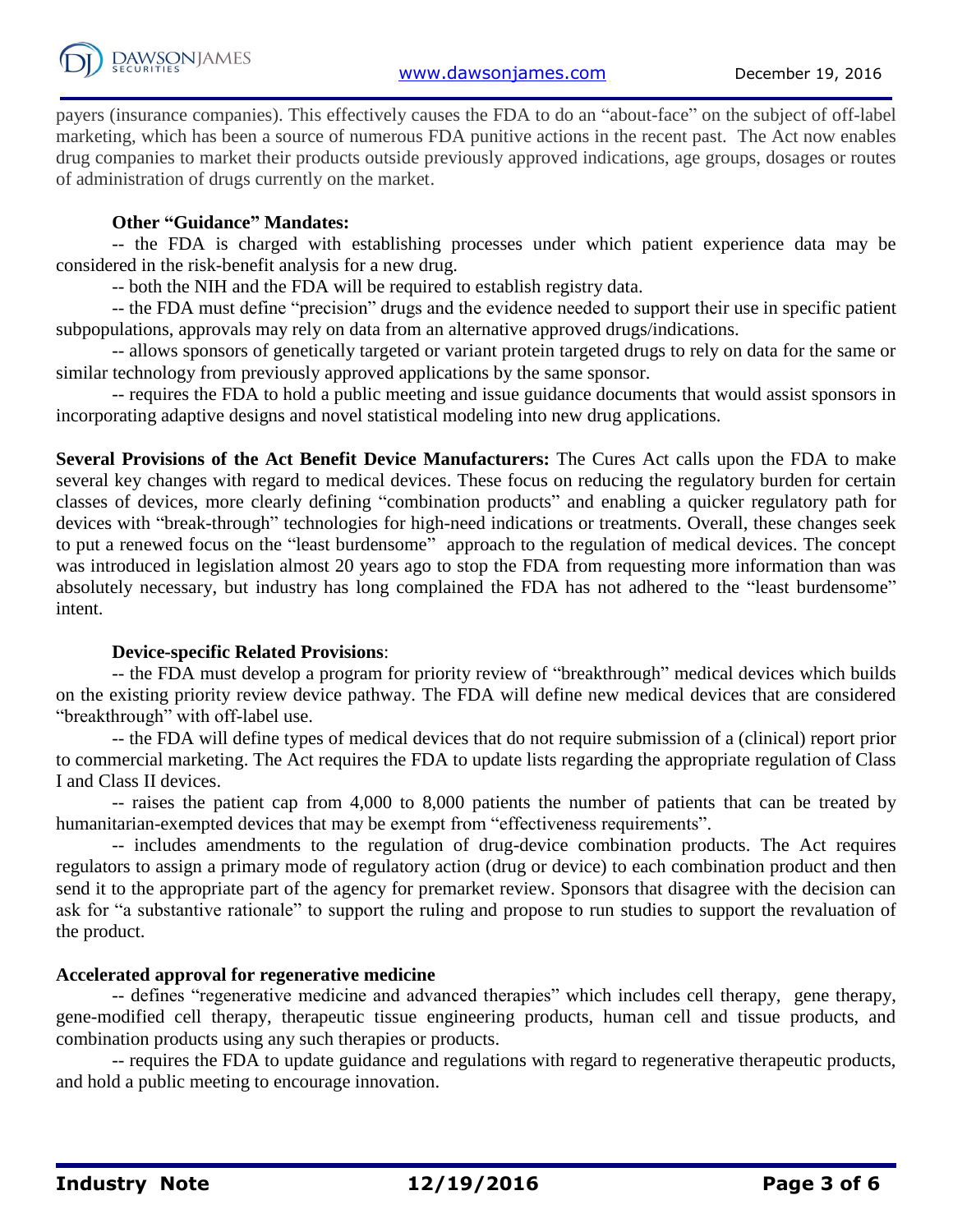payers (insurance companies). This effectively causes the FDA to do an "about-face" on the subject of off-label marketing, which has been a source of numerous FDA punitive actions in the recent past. The Act now enables drug companies to market their products outside previously approved indications, age groups, dosages or routes of administration of drugs currently on the market.

**Other "Guidance" Mandates:**

-- the FDA is charged with establishing processes under which patient experience data may be considered in the risk-benefit analysis for a new drug.

-- both the NIH and the FDA will be required to establish registry data.

-- the FDA must define "precision" drugs and the evidence needed to support their use in specific patient subpopulations, approvals may rely on data from an alternative approved drugs/indications.

-- allows sponsors of genetically targeted or variant protein targeted drugs to rely on data for the same or similar technology from previously approved applications by the same sponsor.

-- requires the FDA to hold a public meeting and issue guidance documents that would assist sponsors in incorporating adaptive designs and novel statistical modeling into new drug applications.

**Several Provisions of the Act Benefit Device Manufacturers:** The Cures Act calls upon the FDA to make several key changes with regard to medical devices. These focus on reducing the regulatory burden for certain classes of devices, more clearly defining "combination products" and enabling a quicker regulatory path for devices with "break-through" technologies for high-need indications or treatments. Overall, these changes seek to put a renewed focus on the "least burdensome" approach to the regulation of medical devices. The concept was introduced in legislation almost 20 years ago to stop the FDA from requesting more information than was absolutely necessary, but industry has long complained the FDA has not adhered to the "least burdensome" intent.

**Device-specific Related Provisions**:

-- the FDA must develop a program for priority review of "breakthrough" medical devices which builds on the existing priority review device pathway. The FDA will define new medical devices that are considered "breakthrough" with off-label use.

-- the FDA will define types of medical devices that do not require submission of a (clinical) report prior to commercial marketing. The Act requires the FDA to update lists regarding the appropriate regulation of Class I and Class II devices.

-- raises the patient cap from 4,000 to 8,000 patients the number of patients that can be treated by humanitarian-exempted devices that may be exempt from "effectiveness requirements".

-- includes amendments to the regulation of drug-device combination products. The Act requires regulators to assign a primary mode of regulatory action (drug or device) to each combination product and then send it to the appropriate part of the agency for premarket review. Sponsors that disagree with the decision can ask for "a substantive rationale" to support the ruling and propose to run studies to support the revaluation of the product.

**Accelerated approval for regenerative medicine**

-- defines "regenerative medicine and advanced therapies" which includes cell therapy, gene therapy, gene-modified cell therapy, therapeutic tissue engineering products, human cell and tissue products, and combination products using any such therapies or products.

-- requires the FDA to update guidance and regulations with regard to regenerative therapeutic products, and hold a public meeting to encourage innovation.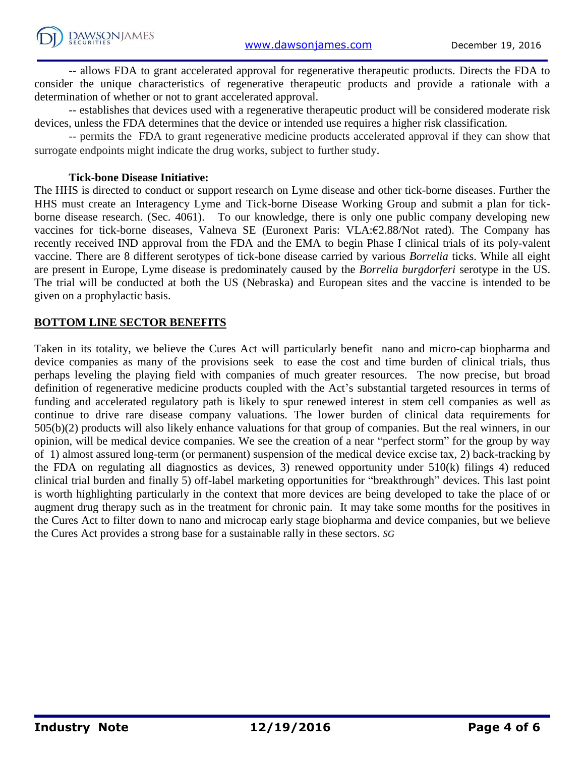-- allows FDA to grant accelerated approval for regenerative therapeutic products. Directs the FDA to consider the unique characteristics of regenerative therapeutic products and provide a rationale with a determination of whether or not to grant accelerated approval.

-- establishes that devices used with a regenerative therapeutic product will be considered moderate risk devices, unless the FDA determines that the device or intended use requires a higher risk classification.

-- permits the FDA to grant regenerative medicine products accelerated approval if they can show that surrogate endpoints might indicate the drug works, subject to further study.

**Tick-bone Disease Initiative:**

The HHS is directed to conduct or support research on Lyme disease and other tick-borne diseases. Further the HHS must create an Interagency Lyme and Tick-borne Disease Working Group and submit a plan for tick-borne disease research. (Sec. 4061). To our knowledge, there is only one public company developing new vaccines for tick-borne diseases, Valneva SE (Euronext Paris: VLA:€2.88/Not rated). The Company has recently received IND approval from the FDA and the EMA to begin Phase I clinical trials of its poly-valent vaccine. There are 8 different serotypes of tick-bone disease carried by various *Borrelia* ticks. While all eight are present in Europe, Lyme disease is predominately caused by the *Borrelia burgdorferi* serotype in the US. The trial will be conducted at both the US (Nebraska) and European sites and the vaccine is intended to be given on a prophylactic basis.

## BOTTOM LINE SECTOR BENEFITS

Taken in its totality, we believe the Cures Act will particularly benefit nano and micro-cap biopharma and device companies as many of the provisions seek to ease the cost and time burden of clinical trials, thus perhaps leveling the playing field with companies of much greater resources. The now precise, but broad definition of regenerative medicine products coupled with the Act's substantial targeted resources in terms of funding and accelerated regulatory path is likely to spur renewed interest in stem cell companies as well as continue to drive rare disease company valuations. The lower burden of clinical data requirements for 505(b)(2) products will also likely enhance valuations for that group of companies. But the real winners, in our opinion, will be medical device companies. We see the creation of a near "perfect storm" for the group by way of 1) almost assured long-term (or permanent) suspension of the medical device excise tax, 2) back-tracking by the FDA on regulating all diagnostics as devices, 3) renewed opportunity under 510(k) filings 4) reduced clinical trial burden and finally 5) off-label marketing opportunities for "breakthrough" devices. This last point is worth highlighting particularly in the context that more devices are being developed to take the place of or augment drug therapy such as in the treatment for chronic pain. It may take some months for the positives in the Cures Act to filter down to nano and microcap early stage biopharma and device companies, but we believe the Cures Act provides a strong base for a sustainable rally in these sectors. *SG*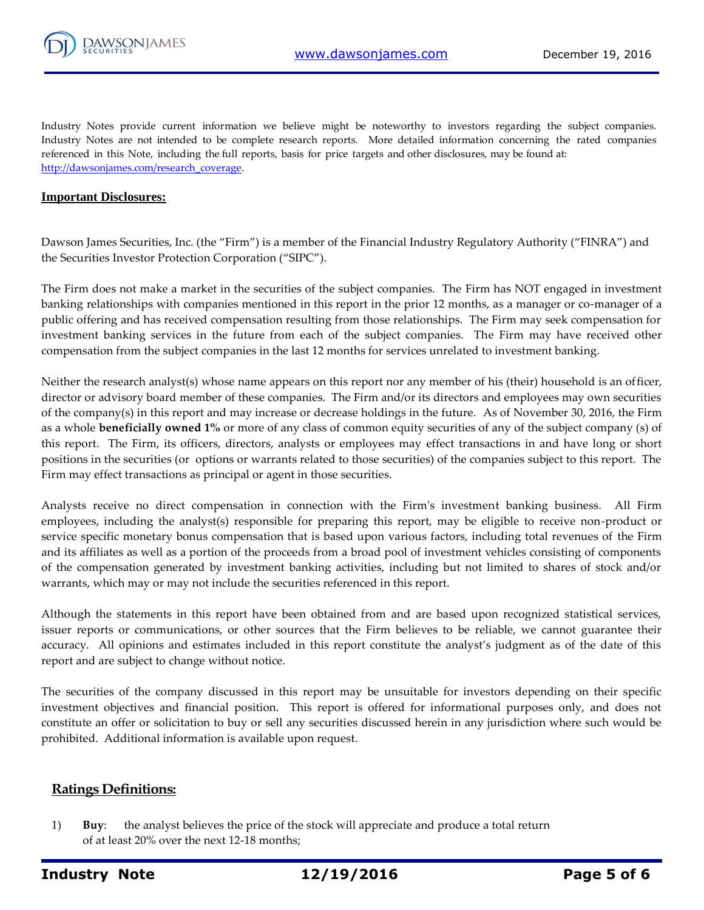Industry Notes provide current information we believe might be noteworthy to investors regarding the subject companies. Industry Notes are not intended to be complete research reports. More detailed information concerning the rated companies referenced in this Note, including the full reports, basis for price targets and other disclosures, may be found at: [http://dawsonjames.com/research_coverage](http://dawsonjames.com/research_coverage).

**Important Disclosures:**

Dawson James Securities, Inc. (the "Firm") is a member of the Financial Industry Regulatory Authority ("FINRA") and the Securities Investor Protection Corporation ("SIPC").

The Firm does not make a market in the securities of the subject companies. The Firm has NOT engaged in investment banking relationships with companies mentioned in this report in the prior 12 months, as a manager or co-manager of a public offering and has received compensation resulting from those relationships. The Firm may seek compensation for investment banking services in the future from each of the subject companies. The Firm may have received other compensation from the subject companies in the last 12 months for services unrelated to investment banking.

Neither the research analyst(s) whose name appears on this report nor any member of his (their) household is an officer, director or advisory board member of these companies. The Firm and/or its directors and employees may own securities of the company(s) in this report and may increase or decrease holdings in the future. As of November 30, 2016, the Firm as a whole **beneficially owned 1%** or more of any class of common equity securities of any of the subject company (s) of this report. The Firm, its officers, directors, analysts or employees may effect transactions in and have long or short positions in the securities (or options or warrants related to those securities) of the companies subject to this report. The Firm may effect transactions as principal or agent in those securities.

Analysts receive no direct compensation in connection with the Firm's investment banking business. All Firm employees, including the analyst(s) responsible for preparing this report, may be eligible to receive non-product or service specific monetary bonus compensation that is based upon various factors, including total revenues of the Firm and its affiliates as well as a portion of the proceeds from a broad pool of investment vehicles consisting of components of the compensation generated by investment banking activities, including but not limited to shares of stock and/or warrants, which may or may not include the securities referenced in this report.

Although the statements in this report have been obtained from and are based upon recognized statistical services, issuer reports or communications, or other sources that the Firm believes to be reliable, we cannot guarantee their accuracy. All opinions and estimates included in this report constitute the analyst's judgment as of the date of this report and are subject to change without notice.

The securities of the company discussed in this report may be unsuitable for investors depending on their specific investment objectives and financial position. This report is offered for informational purposes only, and does not constitute an offer or solicitation to buy or sell any securities discussed herein in any jurisdiction where such would be prohibited. Additional information is available upon request.

## Ratings Definitions:

1) **Buy**: the analyst believes the price of the stock will appreciate and produce a total return of at least 20% over the next 12-18 months;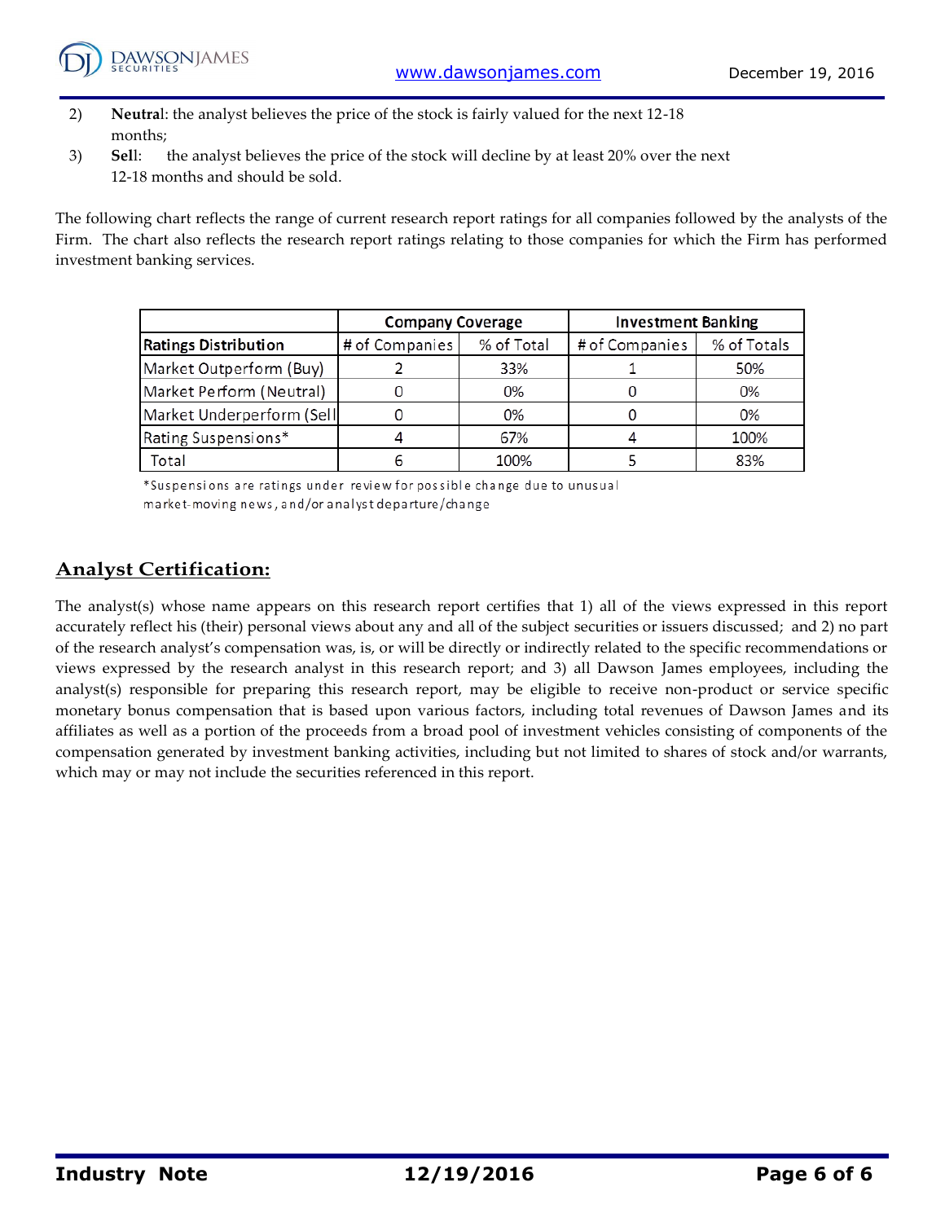2) **Neutral**: the analyst believes the price of the stock is fairly valued for the next 12-18 months;

3) **Sell**: the analyst believes the price of the stock will decline by at least 20% over the next 12-18 months and should be sold.

The following chart reflects the range of current research report ratings for all companies followed by the analysts of the Firm. The chart also reflects the research report ratings relating to those companies for which the Firm has performed investment banking services.

| | Company Coverage | | Investment Banking | |
|---|---|---|---|---|
| **Ratings Distribution** | # of Companies | % of Total | # of Companies | % of Totals |
| Market Outperform (Buy) | 2 | 33% | 1 | 50% |
| Market Perform (Neutral) | 0 | 0% | 0 | 0% |
| Market Underperform (Sell | 0 | 0% | 0 | 0% |
| Rating Suspensions* | 4 | 67% | 4 | 100% |
| Total | 6 | 100% | 5 | 83% |

*Suspensions are ratings under review for possible change due to unusual market-moving news, and/or analyst departure/change

## Analyst Certification:

The analyst(s) whose name appears on this research report certifies that 1) all of the views expressed in this report accurately reflect his (their) personal views about any and all of the subject securities or issuers discussed; and 2) no part of the research analyst's compensation was, is, or will be directly or indirectly related to the specific recommendations or views expressed by the research analyst in this research report; and 3) all Dawson James employees, including the analyst(s) responsible for preparing this research report, may be eligible to receive non-product or service specific monetary bonus compensation that is based upon various factors, including total revenues of Dawson James and its affiliates as well as a portion of the proceeds from a broad pool of investment vehicles consisting of components of the compensation generated by investment banking activities, including but not limited to shares of stock and/or warrants, which may or may not include the securities referenced in this report.